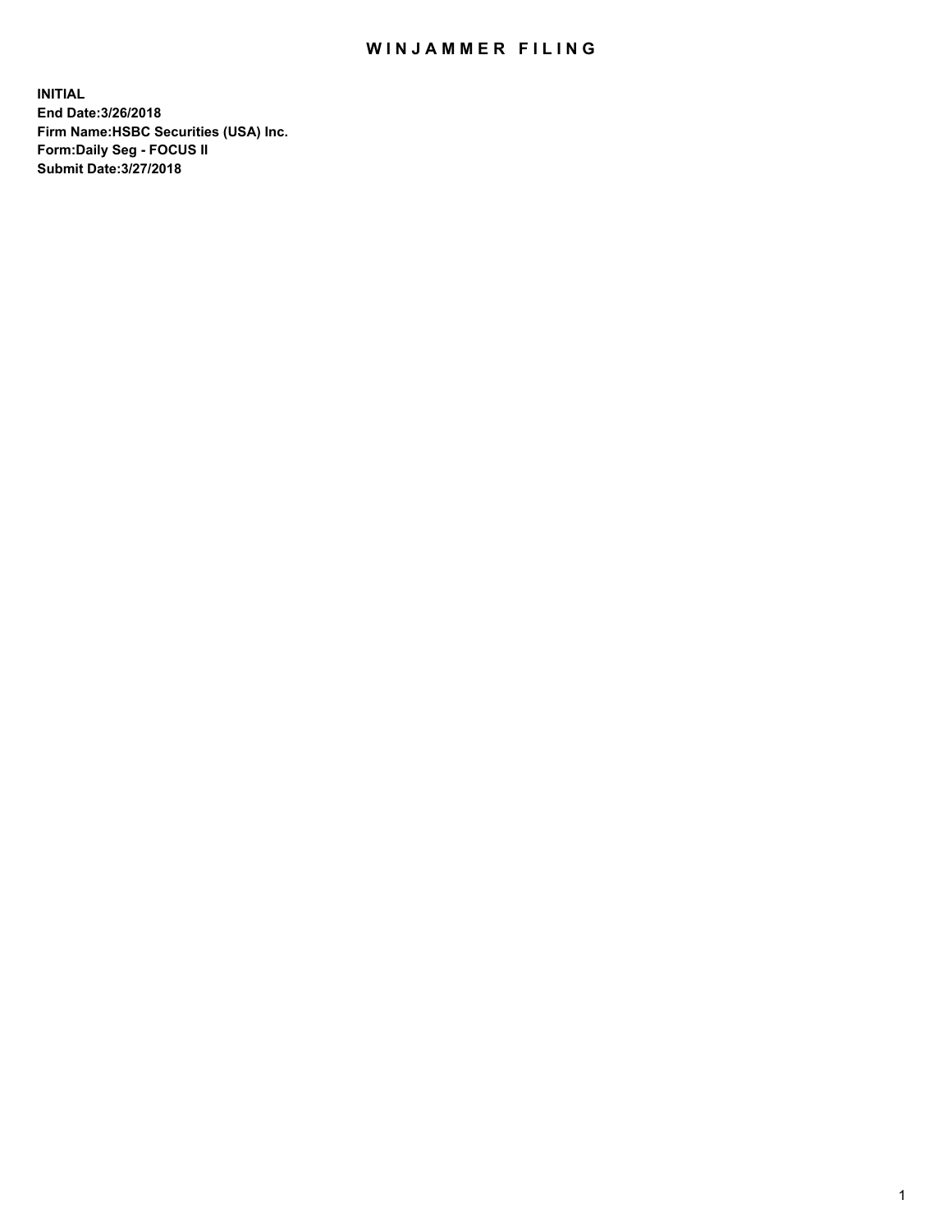# WINJAMMER FILING

**INITIAL**
**End Date:3/26/2018**
**Firm Name:HSBC Securities (USA) Inc.**
**Form:Daily Seg - FOCUS II**
**Submit Date:3/27/2018**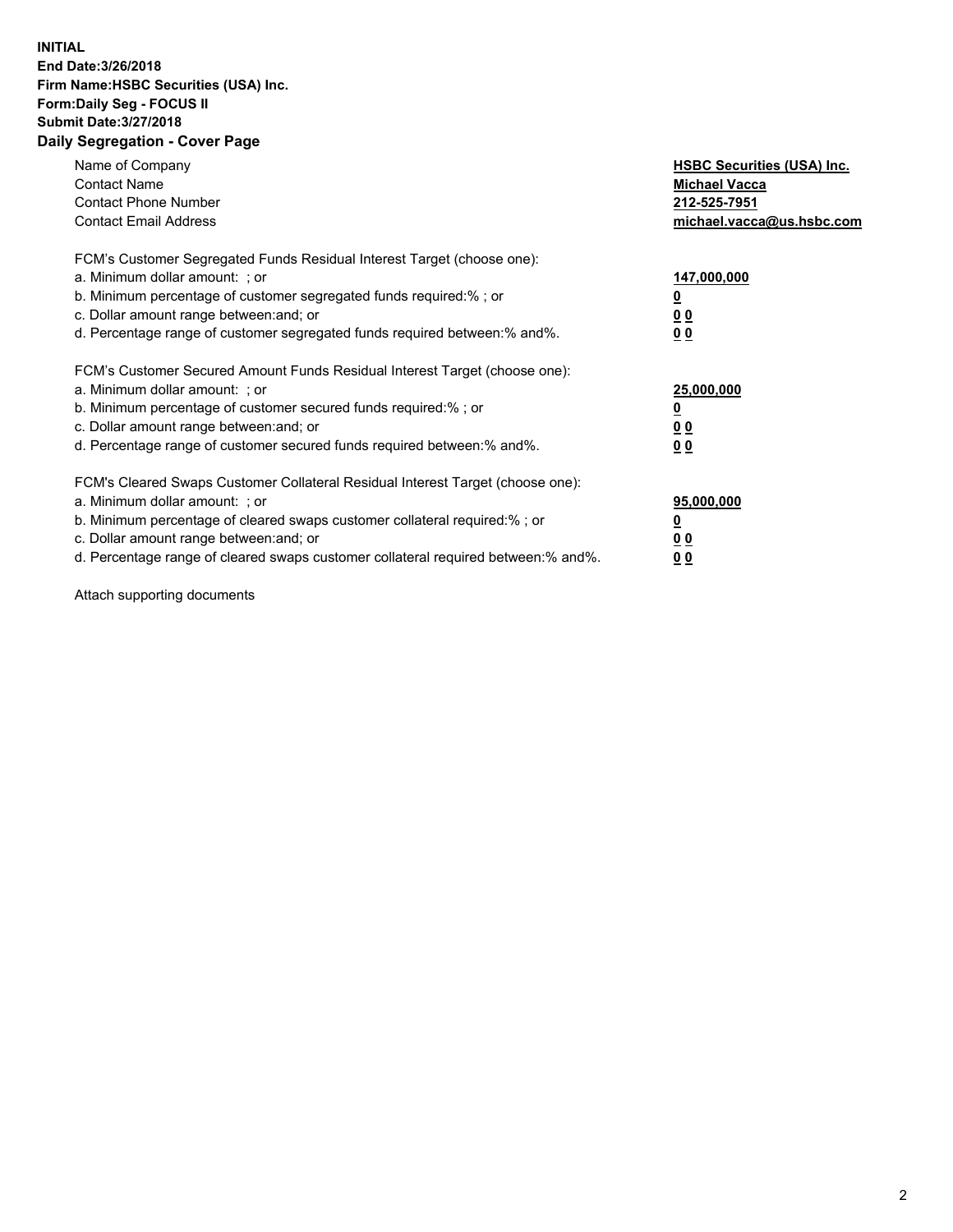**INITIAL**
**End Date:3/26/2018**
**Firm Name:HSBC Securities (USA) Inc.**
**Form:Daily Seg - FOCUS II**
**Submit Date:3/27/2018**

## Daily Segregation - Cover Page

| | |
|---|---|
| Name of Company | **HSBC Securities (USA) Inc.** |
| Contact Name | **Michael Vacca** |
| Contact Phone Number | **212-525-7951** |
| Contact Email Address | **michael.vacca@us.hsbc.com** |

| | |
|---|---|
| FCM's Customer Segregated Funds Residual Interest Target (choose one): | |
| a. Minimum dollar amount: ; or | **147,000,000** |
| b. Minimum percentage of customer segregated funds required:% ; or | **0** |
| c. Dollar amount range between:and; or | **0 0** |
| d. Percentage range of customer segregated funds required between:% and%. | **0 0** |

| | |
|---|---|
| FCM's Customer Secured Amount Funds Residual Interest Target (choose one): | |
| a. Minimum dollar amount: ; or | **25,000,000** |
| b. Minimum percentage of customer secured funds required:% ; or | **0** |
| c. Dollar amount range between:and; or | **0 0** |
| d. Percentage range of customer secured funds required between:% and%. | **0 0** |

| | |
|---|---|
| FCM's Cleared Swaps Customer Collateral Residual Interest Target (choose one): | |
| a. Minimum dollar amount: ; or | **95,000,000** |
| b. Minimum percentage of cleared swaps customer collateral required:% ; or | **0** |
| c. Dollar amount range between:and; or | **0 0** |
| d. Percentage range of cleared swaps customer collateral required between:% and%. | **0 0** |

Attach supporting documents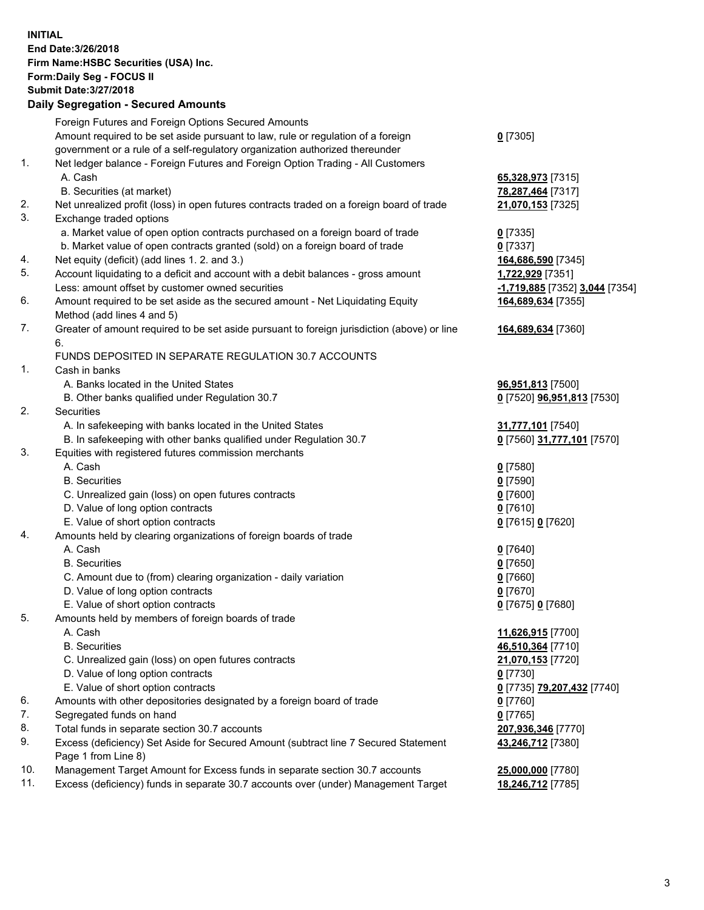**INITIAL**
**End Date:3/26/2018**
**Firm Name:HSBC Securities (USA) Inc.**
**Form:Daily Seg - FOCUS II**
**Submit Date:3/27/2018**

**Daily Segregation - Secured Amounts**

| | | |
|---|---|---|
| | Foreign Futures and Foreign Options Secured Amounts | |
| | Amount required to be set aside pursuant to law, rule or regulation of a foreign government or a rule of a self-regulatory organization authorized thereunder | **0** [7305] |
| 1. | Net ledger balance - Foreign Futures and Foreign Option Trading - All Customers | |
| | A. Cash | **65,328,973** [7315] |
| | B. Securities (at market) | **78,287,464** [7317] |
| 2. | Net unrealized profit (loss) in open futures contracts traded on a foreign board of trade | **21,070,153** [7325] |
| 3. | Exchange traded options | |
| | a. Market value of open option contracts purchased on a foreign board of trade | **0** [7335] |
| | b. Market value of open contracts granted (sold) on a foreign board of trade | **0** [7337] |
| 4. | Net equity (deficit) (add lines 1. 2. and 3.) | **164,686,590** [7345] |
| 5. | Account liquidating to a deficit and account with a debit balances - gross amount | **1,722,929** [7351] |
| | Less: amount offset by customer owned securities | **-1,719,885** [7352] **3,044** [7354] |
| 6. | Amount required to be set aside as the secured amount - Net Liquidating Equity Method (add lines 4 and 5) | **164,689,634** [7355] |
| 7. | Greater of amount required to be set aside pursuant to foreign jurisdiction (above) or line 6. | **164,689,634** [7360] |
| | FUNDS DEPOSITED IN SEPARATE REGULATION 30.7 ACCOUNTS | |
| 1. | Cash in banks | |
| | A. Banks located in the United States | **96,951,813** [7500] |
| | B. Other banks qualified under Regulation 30.7 | **0** [7520] **96,951,813** [7530] |
| 2. | Securities | |
| | A. In safekeeping with banks located in the United States | **31,777,101** [7540] |
| | B. In safekeeping with other banks qualified under Regulation 30.7 | **0** [7560] **31,777,101** [7570] |
| 3. | Equities with registered futures commission merchants | |
| | A. Cash | **0** [7580] |
| | B. Securities | **0** [7590] |
| | C. Unrealized gain (loss) on open futures contracts | **0** [7600] |
| | D. Value of long option contracts | **0** [7610] |
| | E. Value of short option contracts | **0** [7615] **0** [7620] |
| 4. | Amounts held by clearing organizations of foreign boards of trade | |
| | A. Cash | **0** [7640] |
| | B. Securities | **0** [7650] |
| | C. Amount due to (from) clearing organization - daily variation | **0** [7660] |
| | D. Value of long option contracts | **0** [7670] |
| | E. Value of short option contracts | **0** [7675] **0** [7680] |
| 5. | Amounts held by members of foreign boards of trade | |
| | A. Cash | **11,626,915** [7700] |
| | B. Securities | **46,510,364** [7710] |
| | C. Unrealized gain (loss) on open futures contracts | **21,070,153** [7720] |
| | D. Value of long option contracts | **0** [7730] |
| | E. Value of short option contracts | **0** [7735] **79,207,432** [7740] |
| 6. | Amounts with other depositories designated by a foreign board of trade | **0** [7760] |
| 7. | Segregated funds on hand | **0** [7765] |
| 8. | Total funds in separate section 30.7 accounts | **207,936,346** [7770] |
| 9. | Excess (deficiency) Set Aside for Secured Amount (subtract line 7 Secured Statement Page 1 from Line 8) | **43,246,712** [7380] |
| 10. | Management Target Amount for Excess funds in separate section 30.7 accounts | **25,000,000** [7780] |
| 11. | Excess (deficiency) funds in separate 30.7 accounts over (under) Management Target | **18,246,712** [7785] |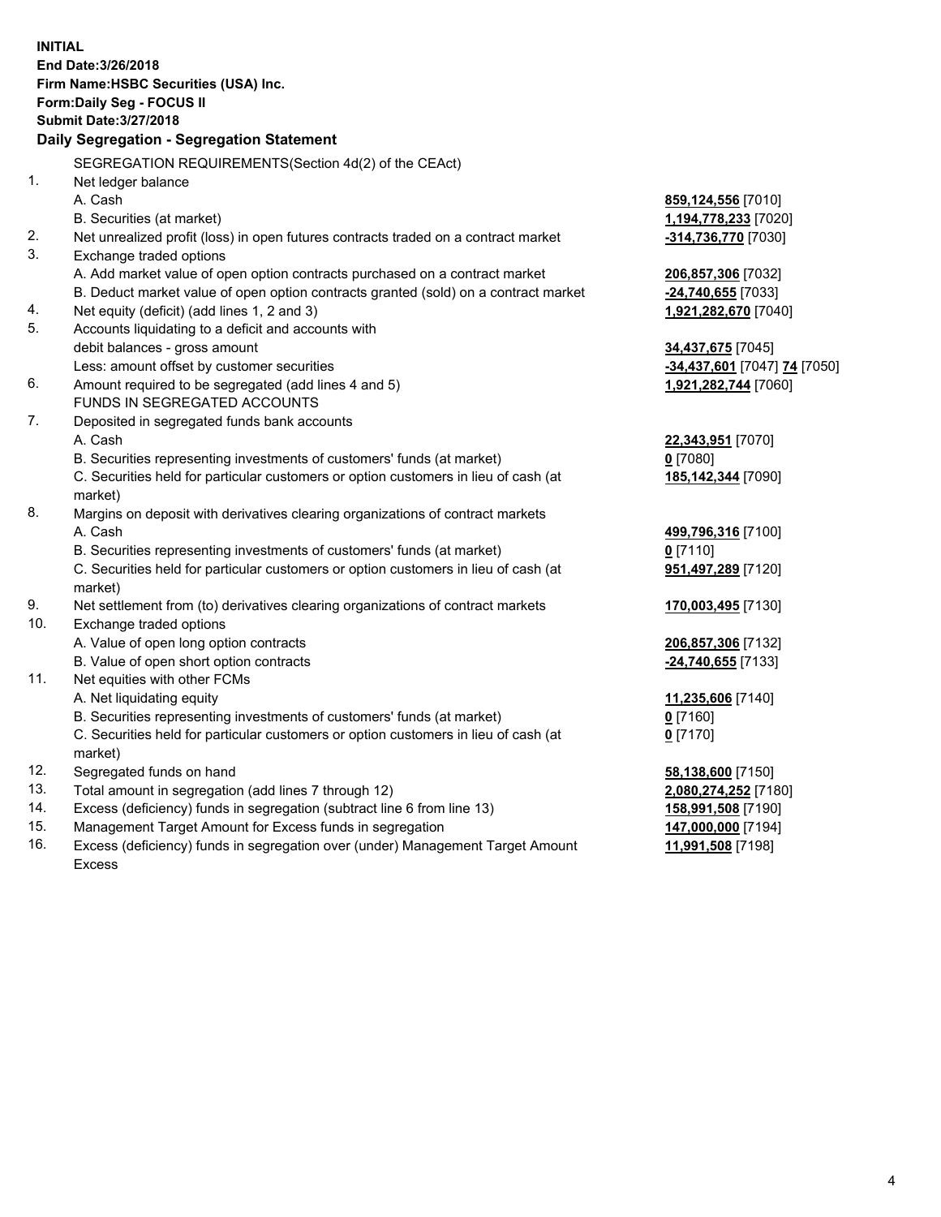**INITIAL**
**End Date:3/26/2018**
**Firm Name:HSBC Securities (USA) Inc.**
**Form:Daily Seg - FOCUS II**
**Submit Date:3/27/2018**

**Daily Segregation - Segregation Statement**

| | | |
|---|---|---|
| | SEGREGATION REQUIREMENTS(Section 4d(2) of the CEAct) | |
| 1. | Net ledger balance | |
| | A. Cash | **859,124,556** [7010] |
| | B. Securities (at market) | **1,194,778,233** [7020] |
| 2. | Net unrealized profit (loss) in open futures contracts traded on a contract market | **-314,736,770** [7030] |
| 3. | Exchange traded options | |
| | A. Add market value of open option contracts purchased on a contract market | **206,857,306** [7032] |
| | B. Deduct market value of open option contracts granted (sold) on a contract market | **-24,740,655** [7033] |
| 4. | Net equity (deficit) (add lines 1, 2 and 3) | **1,921,282,670** [7040] |
| 5. | Accounts liquidating to a deficit and accounts with | |
| | debit balances - gross amount | **34,437,675** [7045] |
| | Less: amount offset by customer securities | **-34,437,601** [7047] **74** [7050] |
| 6. | Amount required to be segregated (add lines 4 and 5) | **1,921,282,744** [7060] |
| | FUNDS IN SEGREGATED ACCOUNTS | |
| 7. | Deposited in segregated funds bank accounts | |
| | A. Cash | **22,343,951** [7070] |
| | B. Securities representing investments of customers' funds (at market) | **0** [7080] |
| | C. Securities held for particular customers or option customers in lieu of cash (at market) | **185,142,344** [7090] |
| 8. | Margins on deposit with derivatives clearing organizations of contract markets | |
| | A. Cash | **499,796,316** [7100] |
| | B. Securities representing investments of customers' funds (at market) | **0** [7110] |
| | C. Securities held for particular customers or option customers in lieu of cash (at market) | **951,497,289** [7120] |
| 9. | Net settlement from (to) derivatives clearing organizations of contract markets | **170,003,495** [7130] |
| 10. | Exchange traded options | |
| | A. Value of open long option contracts | **206,857,306** [7132] |
| | B. Value of open short option contracts | **-24,740,655** [7133] |
| 11. | Net equities with other FCMs | |
| | A. Net liquidating equity | **11,235,606** [7140] |
| | B. Securities representing investments of customers' funds (at market) | **0** [7160] |
| | C. Securities held for particular customers or option customers in lieu of cash (at market) | **0** [7170] |
| 12. | Segregated funds on hand | **58,138,600** [7150] |
| 13. | Total amount in segregation (add lines 7 through 12) | **2,080,274,252** [7180] |
| 14. | Excess (deficiency) funds in segregation (subtract line 6 from line 13) | **158,991,508** [7190] |
| 15. | Management Target Amount for Excess funds in segregation | **147,000,000** [7194] |
| 16. | Excess (deficiency) funds in segregation over (under) Management Target Amount Excess | **11,991,508** [7198] |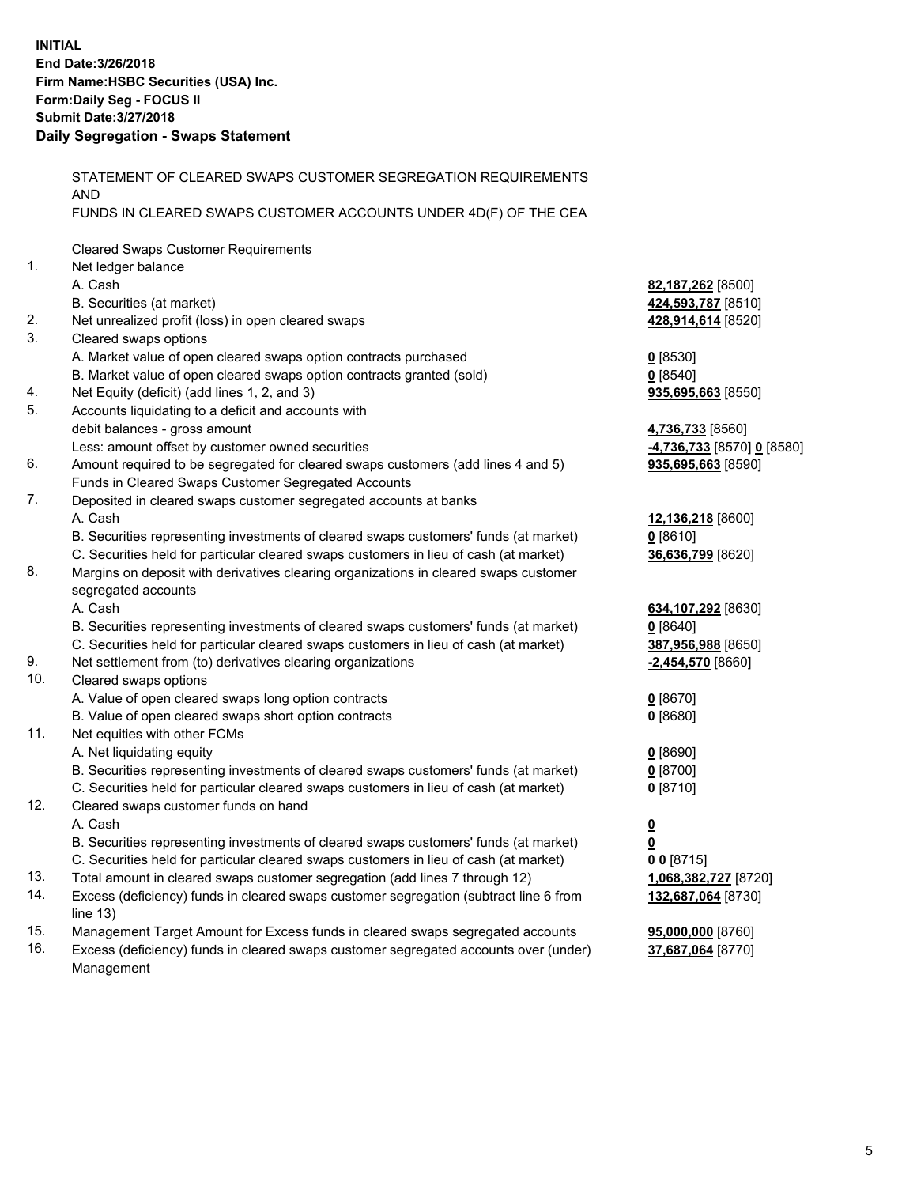**INITIAL**
**End Date:3/26/2018**
**Firm Name:HSBC Securities (USA) Inc.**
**Form:Daily Seg - FOCUS II**
**Submit Date:3/27/2018**
**Daily Segregation - Swaps Statement**

STATEMENT OF CLEARED SWAPS CUSTOMER SEGREGATION REQUIREMENTS AND FUNDS IN CLEARED SWAPS CUSTOMER ACCOUNTS UNDER 4D(F) OF THE CEA

| | | |
|---|---|---|
| | Cleared Swaps Customer Requirements | |
| 1. | Net ledger balance | |
| | A. Cash | **82,187,262** [8500] |
| | B. Securities (at market) | **424,593,787** [8510] |
| 2. | Net unrealized profit (loss) in open cleared swaps | **428,914,614** [8520] |
| 3. | Cleared swaps options | |
| | A. Market value of open cleared swaps option contracts purchased | **0** [8530] |
| | B. Market value of open cleared swaps option contracts granted (sold) | **0** [8540] |
| 4. | Net Equity (deficit) (add lines 1, 2, and 3) | **935,695,663** [8550] |
| 5. | Accounts liquidating to a deficit and accounts with debit balances - gross amount | **4,736,733** [8560] |
| | Less: amount offset by customer owned securities | **-4,736,733** [8570] **0** [8580] |
| 6. | Amount required to be segregated for cleared swaps customers (add lines 4 and 5) | **935,695,663** [8590] |
| | Funds in Cleared Swaps Customer Segregated Accounts | |
| 7. | Deposited in cleared swaps customer segregated accounts at banks | |
| | A. Cash | **12,136,218** [8600] |
| | B. Securities representing investments of cleared swaps customers' funds (at market) | **0** [8610] |
| | C. Securities held for particular cleared swaps customers in lieu of cash (at market) | **36,636,799** [8620] |
| 8. | Margins on deposit with derivatives clearing organizations in cleared swaps customer segregated accounts | |
| | A. Cash | **634,107,292** [8630] |
| | B. Securities representing investments of cleared swaps customers' funds (at market) | **0** [8640] |
| | C. Securities held for particular cleared swaps customers in lieu of cash (at market) | **387,956,988** [8650] |
| 9. | Net settlement from (to) derivatives clearing organizations | **-2,454,570** [8660] |
| 10. | Cleared swaps options | |
| | A. Value of open cleared swaps long option contracts | **0** [8670] |
| | B. Value of open cleared swaps short option contracts | **0** [8680] |
| 11. | Net equities with other FCMs | |
| | A. Net liquidating equity | **0** [8690] |
| | B. Securities representing investments of cleared swaps customers' funds (at market) | **0** [8700] |
| | C. Securities held for particular cleared swaps customers in lieu of cash (at market) | **0** [8710] |
| 12. | Cleared swaps customer funds on hand | |
| | A. Cash | **0** |
| | B. Securities representing investments of cleared swaps customers' funds (at market) | **0** |
| | C. Securities held for particular cleared swaps customers in lieu of cash (at market) | **0** **0** [8715] |
| 13. | Total amount in cleared swaps customer segregation (add lines 7 through 12) | **1,068,382,727** [8720] |
| 14. | Excess (deficiency) funds in cleared swaps customer segregation (subtract line 6 from line 13) | **132,687,064** [8730] |
| 15. | Management Target Amount for Excess funds in cleared swaps segregated accounts | **95,000,000** [8760] |
| 16. | Excess (deficiency) funds in cleared swaps customer segregated accounts over (under) Management | **37,687,064** [8770] |